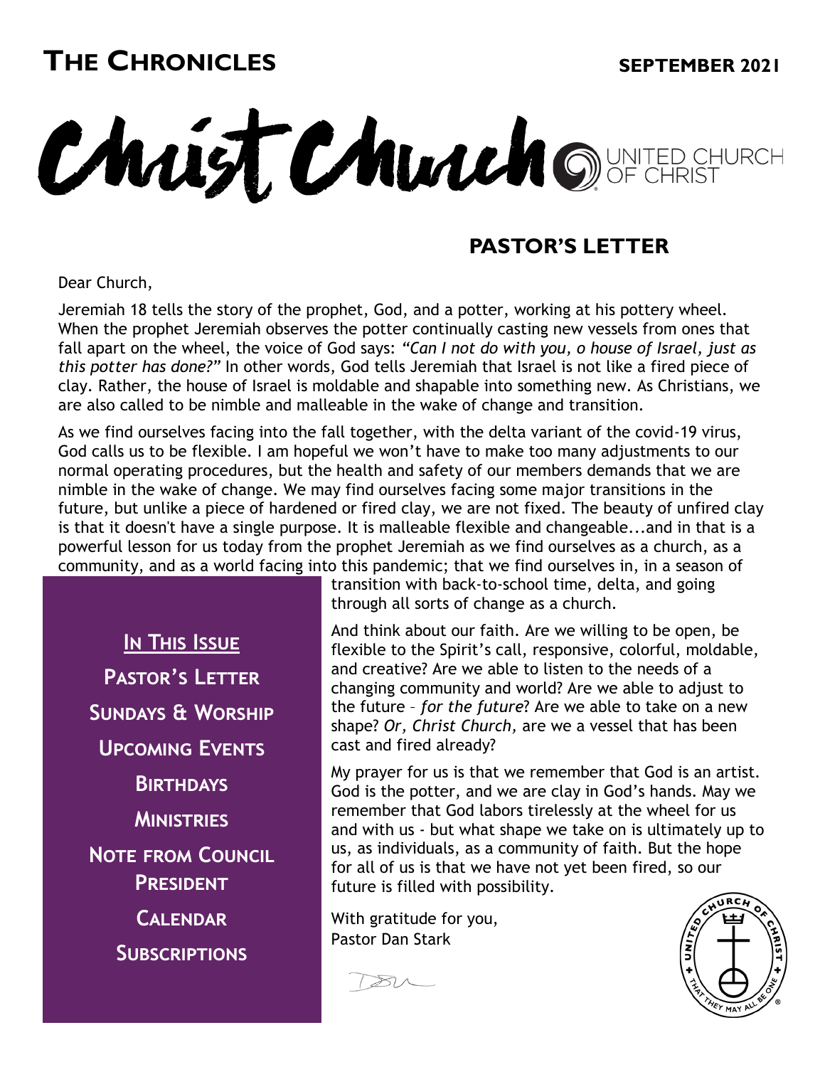# The Chronicles

**SEPTEMBER 2021**

Christ Church UNITED CHURCH OF CHRIST

## PASTOR'S LETTER

Dear Church,

Jeremiah 18 tells the story of the prophet, God, and a potter, working at his pottery wheel. When the prophet Jeremiah observes the potter continually casting new vessels from ones that fall apart on the wheel, the voice of God says: *"Can I not do with you, o house of Israel, just as this potter has done?"* In other words, God tells Jeremiah that Israel is not like a fired piece of clay. Rather, the house of Israel is moldable and shapable into something new. As Christians, we are also called to be nimble and malleable in the wake of change and transition.

As we find ourselves facing into the fall together, with the delta variant of the covid-19 virus, God calls us to be flexible. I am hopeful we won't have to make too many adjustments to our normal operating procedures, but the health and safety of our members demands that we are nimble in the wake of change. We may find ourselves facing some major transitions in the future, but unlike a piece of hardened or fired clay, we are not fixed. The beauty of unfired clay is that it doesn't have a single purpose. It is malleable flexible and changeable...and in that is a powerful lesson for us today from the prophet Jeremiah as we find ourselves as a church, as a community, and as a world facing into this pandemic; that we find ourselves in, in a season of transition with back-to-school time, delta, and going through all sorts of change as a church.

And think about our faith. Are we willing to be open, be flexible to the Spirit's call, responsive, colorful, moldable, and creative? Are we able to listen to the needs of a changing community and world? Are we able to adjust to the future – *for the future*? Are we able to take on a new shape? *Or, Christ Church,* are we a vessel that has been cast and fired already?

My prayer for us is that we remember that God is an artist. God is the potter, and we are clay in God's hands. May we remember that God labors tirelessly at the wheel for us and with us - but what shape we take on is ultimately up to us, as individuals, as a community of faith. But the hope for all of us is that we have not yet been fired, so our future is filled with possibility.

With gratitude for you,
Pastor Dan Stark

**In This Issue**

- Pastor's Letter
- Sundays & Worship
- Upcoming Events
- Birthdays
- Ministries
- Note from Council President
- Calendar
- Subscriptions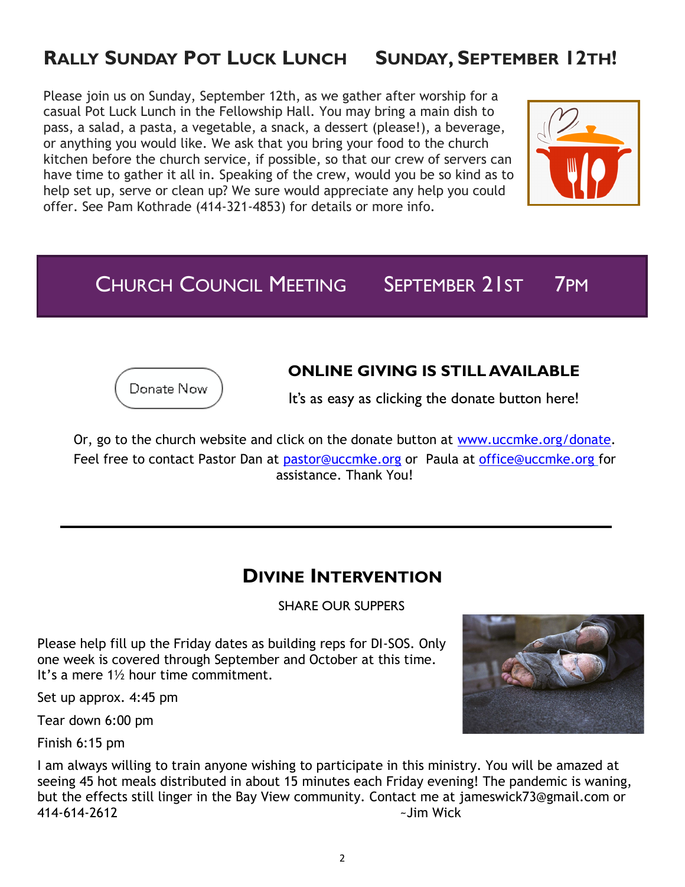## Rally Sunday Pot Luck Lunch Sunday, September 12th!

Please join us on Sunday, September 12th, as we gather after worship for a casual Pot Luck Lunch in the Fellowship Hall. You may bring a main dish to pass, a salad, a pasta, a vegetable, a snack, a dessert (please!), a beverage, or anything you would like. We ask that you bring your food to the church kitchen before the church service, if possible, so that our crew of servers can have time to gather it all in. Speaking of the crew, would you be so kind as to help set up, serve or clean up? We sure would appreciate any help you could offer. See Pam Kothrade (414-321-4853) for details or more info.

## Church Council Meeting September 21st 7pm

Donate Now

### ONLINE GIVING IS STILL AVAILABLE

It's as easy as clicking the donate button here!

Or, go to the church website and click on the donate button at www.uccmke.org/donate. Feel free to contact Pastor Dan at pastor@uccmke.org or Paula at office@uccmke.org for assistance. Thank You!

---

## Divine Intervention

SHARE OUR SUPPERS

Please help fill up the Friday dates as building reps for DI-SOS. Only one week is covered through September and October at this time. It's a mere 1½ hour time commitment.

Set up approx. 4:45 pm

Tear down 6:00 pm

Finish 6:15 pm

I am always willing to train anyone wishing to participate in this ministry. You will be amazed at seeing 45 hot meals distributed in about 15 minutes each Friday evening! The pandemic is waning, but the effects still linger in the Bay View community. Contact me at jameswick73@gmail.com or 414-614-2612 ~Jim Wick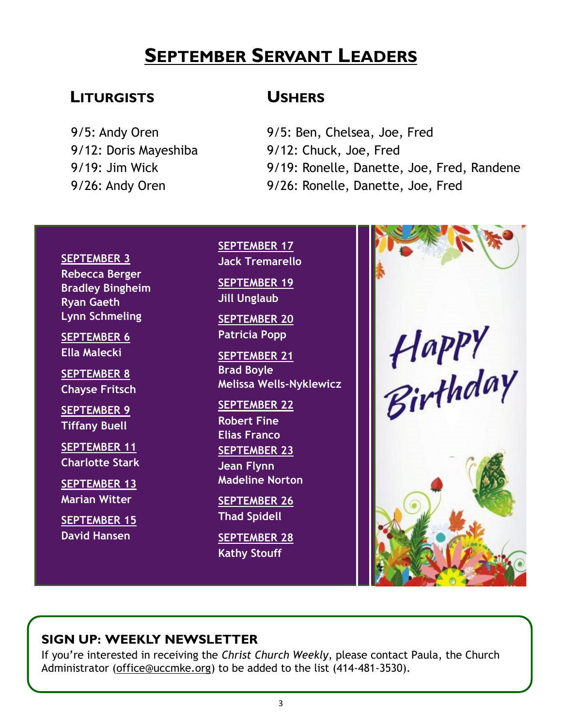# September Servant Leaders

## Liturgists

9/5: Andy Oren
9/12: Doris Mayeshiba
9/19: Jim Wick
9/26: Andy Oren

## Ushers

9/5: Ben, Chelsea, Joe, Fred
9/12: Chuck, Joe, Fred
9/19: Ronelle, Danette, Joe, Fred, Randene
9/26: Ronelle, Danette, Joe, Fred

**SEPTEMBER 3**
**Rebecca Berger**
**Bradley Bingheim**
**Ryan Gaeth**
**Lynn Schmeling**

**SEPTEMBER 6**
**Ella Malecki**

**SEPTEMBER 8**
**Chayse Fritsch**

**SEPTEMBER 9**
**Tiffany Buell**

**SEPTEMBER 11**
**Charlotte Stark**

**SEPTEMBER 13**
**Marian Witter**

**SEPTEMBER 15**
**David Hansen**

**SEPTEMBER 17**
**Jack Tremarello**

**SEPTEMBER 19**
**Jill Unglaub**

**SEPTEMBER 20**
**Patricia Popp**

**SEPTEMBER 21**
**Brad Boyle**
**Melissa Wells-Nyklewicz**

**SEPTEMBER 22**
**Robert Fine**
**Elias Franco**

**SEPTEMBER 23**
**Jean Flynn**
**Madeline Norton**

**SEPTEMBER 26**
**Thad Spidell**

**SEPTEMBER 28**
**Kathy Stouff**

Happy Birthday

### SIGN UP: WEEKLY NEWSLETTER

If you're interested in receiving the *Christ Church Weekly*, please contact Paula, the Church Administrator (office@uccmke.org) to be added to the list (414-481-3530).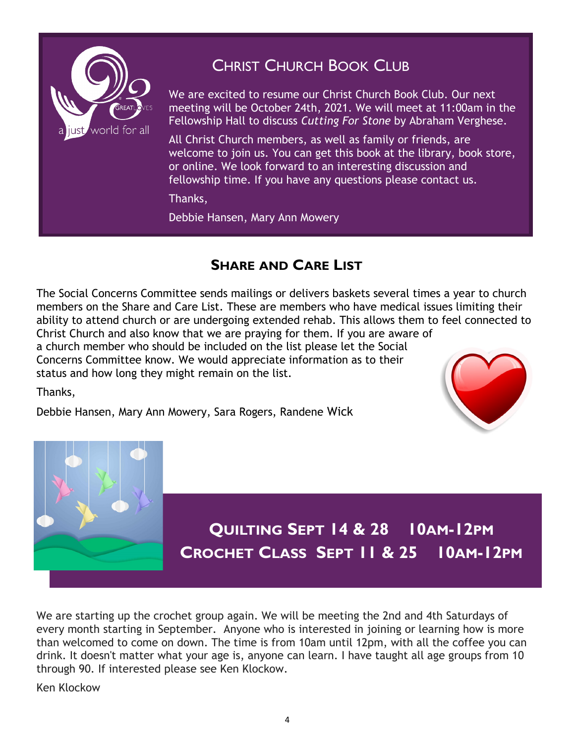## Christ Church Book Club

We are excited to resume our Christ Church Book Club. Our next meeting will be October 24th, 2021. We will meet at 11:00am in the Fellowship Hall to discuss *Cutting For Stone* by Abraham Verghese.

All Christ Church members, as well as family or friends, are welcome to join us. You can get this book at the library, book store, or online. We look forward to an interesting discussion and fellowship time. If you have any questions please contact us.

Thanks,

Debbie Hansen, Mary Ann Mowery

## Share and Care List

The Social Concerns Committee sends mailings or delivers baskets several times a year to church members on the Share and Care List. These are members who have medical issues limiting their ability to attend church or are undergoing extended rehab. This allows them to feel connected to Christ Church and also know that we are praying for them. If you are aware of a church member who should be included on the list please let the Social Concerns Committee know. We would appreciate information as to their status and how long they might remain on the list.

Thanks,

Debbie Hansen, Mary Ann Mowery, Sara Rogers, Randene Wick

## Quilting Sept 14 & 28 10am-12pm
## Crochet Class Sept 11 & 25 10am-12pm

We are starting up the crochet group again. We will be meeting the 2nd and 4th Saturdays of every month starting in September. Anyone who is interested in joining or learning how is more than welcomed to come on down. The time is from 10am until 12pm, with all the coffee you can drink. It doesn't matter what your age is, anyone can learn. I have taught all age groups from 10 through 90. If interested please see Ken Klockow.

Ken Klockow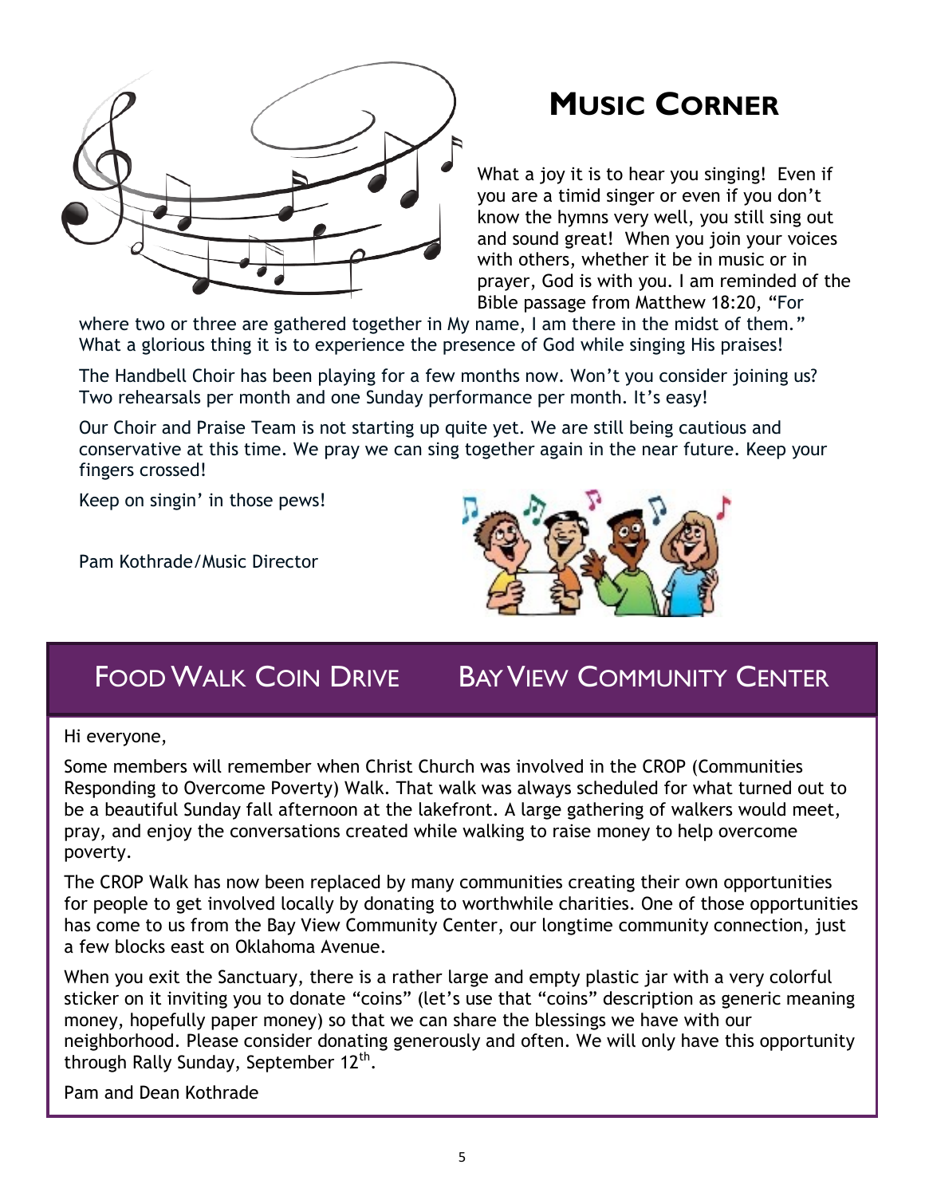## Music Corner

What a joy it is to hear you singing! Even if you are a timid singer or even if you don't know the hymns very well, you still sing out and sound great! When you join your voices with others, whether it be in music or in prayer, God is with you. I am reminded of the Bible passage from Matthew 18:20, "For where two or three are gathered together in My name, I am there in the midst of them." What a glorious thing it is to experience the presence of God while singing His praises!

The Handbell Choir has been playing for a few months now. Won't you consider joining us? Two rehearsals per month and one Sunday performance per month. It's easy!

Our Choir and Praise Team is not starting up quite yet. We are still being cautious and conservative at this time. We pray we can sing together again in the near future. Keep your fingers crossed!

Keep on singin' in those pews!

Pam Kothrade/Music Director

## Food Walk Coin Drive    Bay View Community Center

Hi everyone,

Some members will remember when Christ Church was involved in the CROP (Communities Responding to Overcome Poverty) Walk. That walk was always scheduled for what turned out to be a beautiful Sunday fall afternoon at the lakefront. A large gathering of walkers would meet, pray, and enjoy the conversations created while walking to raise money to help overcome poverty.

The CROP Walk has now been replaced by many communities creating their own opportunities for people to get involved locally by donating to worthwhile charities. One of those opportunities has come to us from the Bay View Community Center, our longtime community connection, just a few blocks east on Oklahoma Avenue.

When you exit the Sanctuary, there is a rather large and empty plastic jar with a very colorful sticker on it inviting you to donate "coins" (let's use that "coins" description as generic meaning money, hopefully paper money) so that we can share the blessings we have with our neighborhood. Please consider donating generously and often. We will only have this opportunity through Rally Sunday, September 12th.

Pam and Dean Kothrade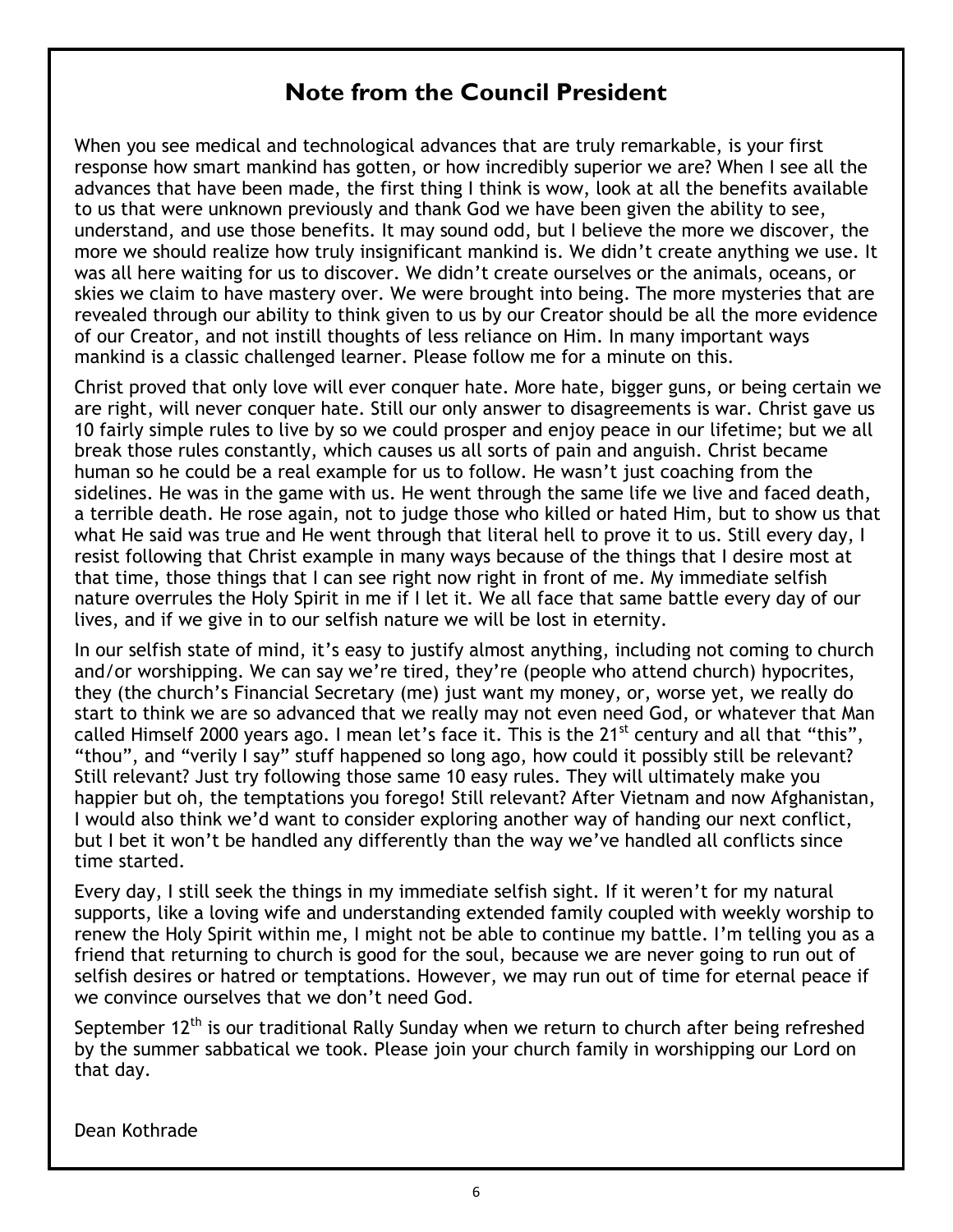## Note from the Council President

When you see medical and technological advances that are truly remarkable, is your first response how smart mankind has gotten, or how incredibly superior we are? When I see all the advances that have been made, the first thing I think is wow, look at all the benefits available to us that were unknown previously and thank God we have been given the ability to see, understand, and use those benefits. It may sound odd, but I believe the more we discover, the more we should realize how truly insignificant mankind is. We didn't create anything we use. It was all here waiting for us to discover. We didn't create ourselves or the animals, oceans, or skies we claim to have mastery over. We were brought into being. The more mysteries that are revealed through our ability to think given to us by our Creator should be all the more evidence of our Creator, and not instill thoughts of less reliance on Him. In many important ways mankind is a classic challenged learner. Please follow me for a minute on this.

Christ proved that only love will ever conquer hate. More hate, bigger guns, or being certain we are right, will never conquer hate. Still our only answer to disagreements is war. Christ gave us 10 fairly simple rules to live by so we could prosper and enjoy peace in our lifetime; but we all break those rules constantly, which causes us all sorts of pain and anguish. Christ became human so he could be a real example for us to follow. He wasn't just coaching from the sidelines. He was in the game with us. He went through the same life we live and faced death, a terrible death. He rose again, not to judge those who killed or hated Him, but to show us that what He said was true and He went through that literal hell to prove it to us. Still every day, I resist following that Christ example in many ways because of the things that I desire most at that time, those things that I can see right now right in front of me. My immediate selfish nature overrules the Holy Spirit in me if I let it. We all face that same battle every day of our lives, and if we give in to our selfish nature we will be lost in eternity.

In our selfish state of mind, it's easy to justify almost anything, including not coming to church and/or worshipping. We can say we're tired, they're (people who attend church) hypocrites, they (the church's Financial Secretary (me) just want my money, or, worse yet, we really do start to think we are so advanced that we really may not even need God, or whatever that Man called Himself 2000 years ago. I mean let's face it. This is the 21st century and all that "this", "thou", and "verily I say" stuff happened so long ago, how could it possibly still be relevant? Still relevant? Just try following those same 10 easy rules. They will ultimately make you happier but oh, the temptations you forego! Still relevant? After Vietnam and now Afghanistan, I would also think we'd want to consider exploring another way of handing our next conflict, but I bet it won't be handled any differently than the way we've handled all conflicts since time started.

Every day, I still seek the things in my immediate selfish sight. If it weren't for my natural supports, like a loving wife and understanding extended family coupled with weekly worship to renew the Holy Spirit within me, I might not be able to continue my battle. I'm telling you as a friend that returning to church is good for the soul, because we are never going to run out of selfish desires or hatred or temptations. However, we may run out of time for eternal peace if we convince ourselves that we don't need God.

September 12th is our traditional Rally Sunday when we return to church after being refreshed by the summer sabbatical we took. Please join your church family in worshipping our Lord on that day.

Dean Kothrade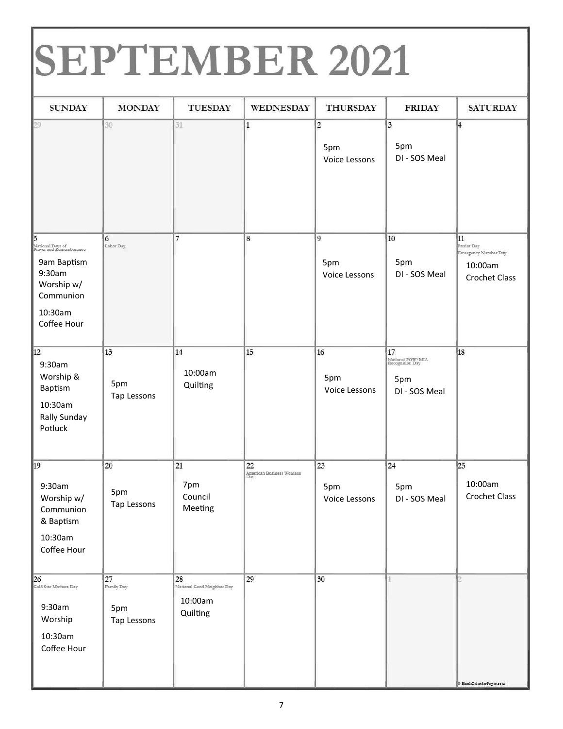# SEPTEMBER 2021

| SUNDAY | MONDAY | TUESDAY | WEDNESDAY | THURSDAY | FRIDAY | SATURDAY |
|---|---|---|---|---|---|---|
| 29 | 30 | 31 | 1 | 2<br>5pm<br>Voice Lessons | 3<br>5pm<br>DI - SOS Meal | 4 |
| 5<br>National Days of Prayer and Remembrance<br>9am Baptism<br>9:30am Worship w/ Communion<br>10:30am Coffee Hour | 6<br>Labor Day | 7 | 8 | 9<br>5pm<br>Voice Lessons | 10<br>5pm<br>DI - SOS Meal | 11<br>Patriot Day<br>Emergency Number Day<br>10:00am<br>Crochet Class |
| 12<br>9:30am Worship & Baptism<br>10:30am Rally Sunday Potluck | 13<br>5pm<br>Tap Lessons | 14<br>10:00am<br>Quilting | 15 | 16<br>5pm<br>Voice Lessons | 17<br>National POW/MIA Recognition Day<br>5pm<br>DI - SOS Meal | 18 |
| 19<br>9:30am Worship w/ Communion & Baptism<br>10:30am Coffee Hour | 20<br>5pm<br>Tap Lessons | 21<br>7pm<br>Council Meeting | 22<br>American Business Womens Day | 23<br>5pm<br>Voice Lessons | 24<br>5pm<br>DI - SOS Meal | 25<br>10:00am<br>Crochet Class |
| 26<br>Gold Star Mothers Day<br>9:30am Worship<br>10:30am Coffee Hour | 27<br>Family Day<br>5pm<br>Tap Lessons | 28<br>National Good Neighbor Day<br>10:00am<br>Quilting | 29 | 30 | 1 | 2 |

© BlankCalendarPages.com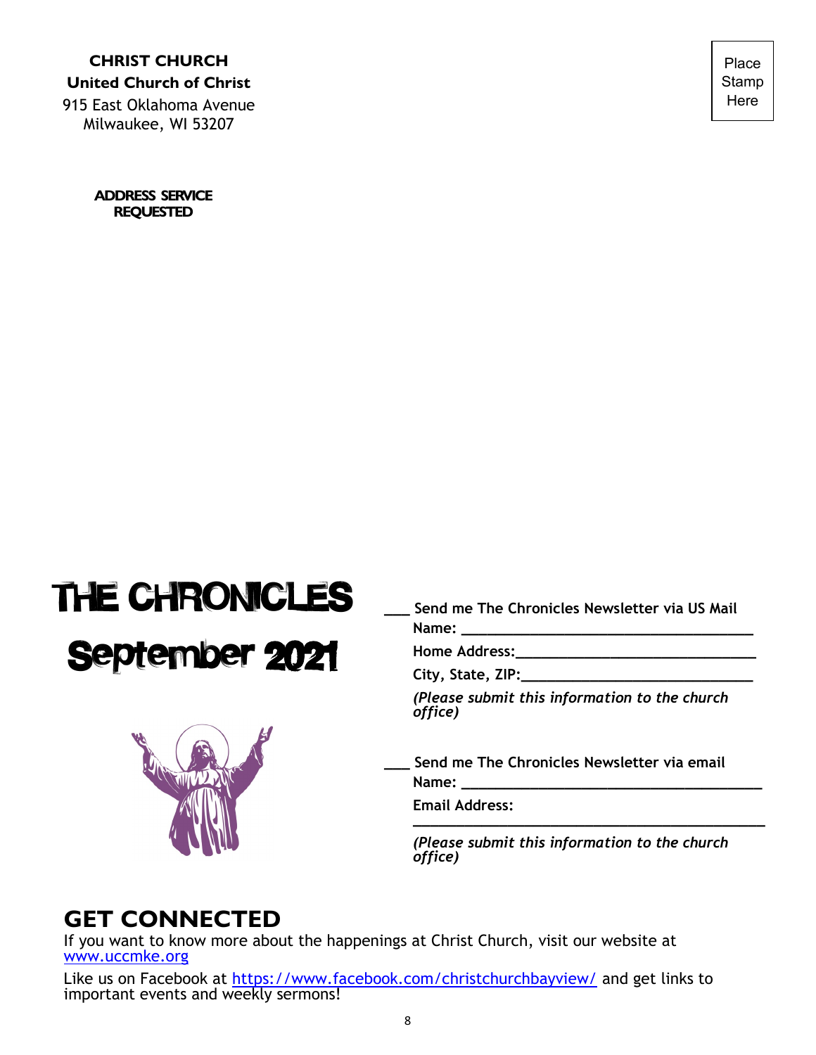**CHRIST CHURCH**
**United Church of Christ**
915 East Oklahoma Avenue
Milwaukee, WI 53207

Place Stamp Here

**ADDRESS SERVICE REQUESTED**

# THE CHRONICLES

# September 2021

___ **Send me The Chronicles Newsletter via US Mail**
**Name:** ___________________________________
**Home Address:**___________________________
**City, State, ZIP:**__________________________
***(Please submit this information to the church office)***

___ **Send me The Chronicles Newsletter via email**
**Name:** ___________________________________
**Email Address:** ___________________________________
***(Please submit this information to the church office)***

## GET CONNECTED

If you want to know more about the happenings at Christ Church, visit our website at [www.uccmke.org](www.uccmke.org)

Like us on Facebook at [https://www.facebook.com/christchurchbayview/](https://www.facebook.com/christchurchbayview/) and get links to important events and weekly sermons!